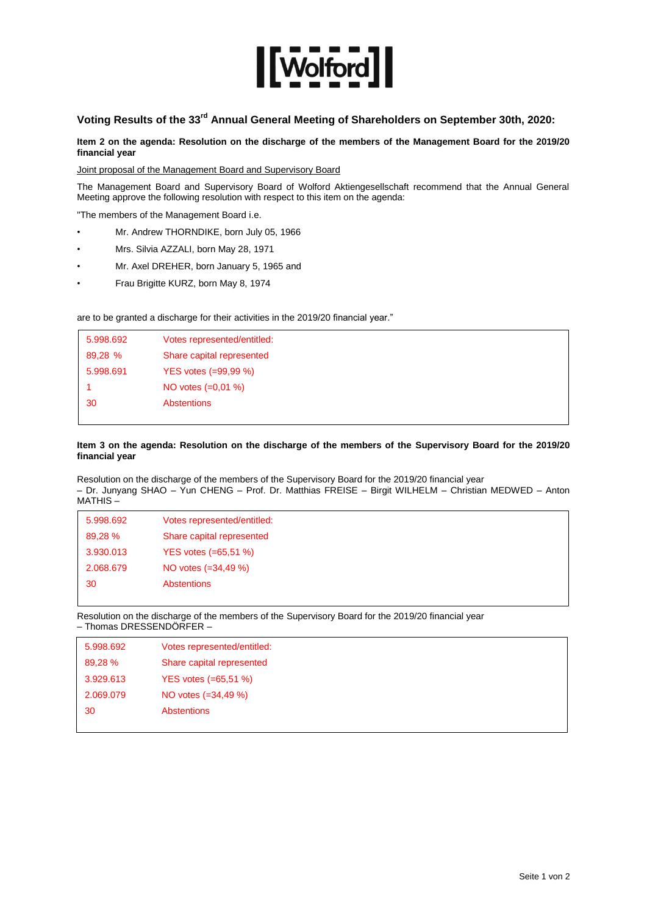## Voting Results of the 33rd Annual General Meeting of Shareholders on September 30th, 2020:

**Item 2 on the agenda: Resolution on the discharge of the members of the Management Board for the 2019/20 financial year**

Joint proposal of the Management Board and Supervisory Board

The Management Board and Supervisory Board of Wolford Aktiengesellschaft recommend that the Annual General Meeting approve the following resolution with respect to this item on the agenda:

"The members of the Management Board i.e.

- Mr. Andrew THORNDIKE, born July 05, 1966
- Mrs. Silvia AZZALI, born May 28, 1971
- Mr. Axel DREHER, born January 5, 1965 and
- Frau Brigitte KURZ, born May 8, 1974

are to be granted a discharge for their activities in the 2019/20 financial year."

| | |
|---|---|
| 5.998.692 | Votes represented/entitled: |
| 89,28 % | Share capital represented |
| 5.998.691 | YES votes (=99,99 %) |
| 1 | NO votes (=0,01 %) |
| 30 | Abstentions |

**Item 3 on the agenda: Resolution on the discharge of the members of the Supervisory Board for the 2019/20 financial year**

Resolution on the discharge of the members of the Supervisory Board for the 2019/20 financial year
– Dr. Junyang SHAO – Yun CHENG – Prof. Dr. Matthias FREISE – Birgit WILHELM – Christian MEDWED – Anton MATHIS –

| | |
|---|---|
| 5.998.692 | Votes represented/entitled: |
| 89,28 % | Share capital represented |
| 3.930.013 | YES votes (=65,51 %) |
| 2.068.679 | NO votes (=34,49 %) |
| 30 | Abstentions |

Resolution on the discharge of the members of the Supervisory Board for the 2019/20 financial year
– Thomas DRESSENDÖRFER –

| | |
|---|---|
| 5.998.692 | Votes represented/entitled: |
| 89,28 % | Share capital represented |
| 3.929.613 | YES votes (=65,51 %) |
| 2.069.079 | NO votes (=34,49 %) |
| 30 | Abstentions |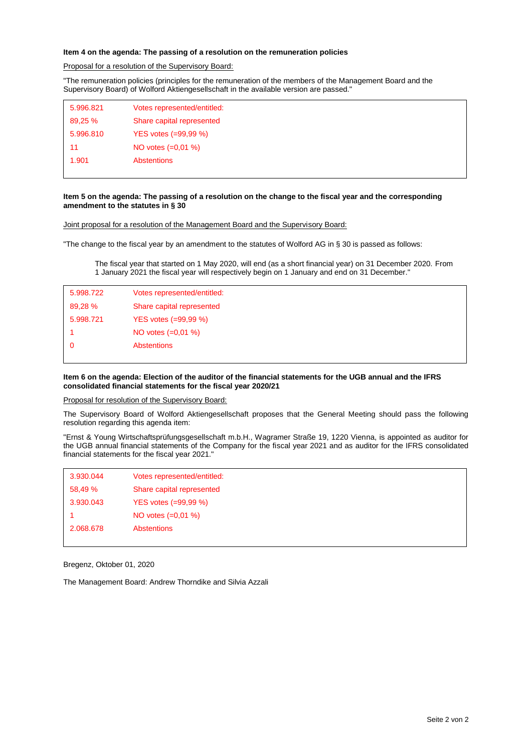**Item 4 on the agenda: The passing of a resolution on the remuneration policies**

Proposal for a resolution of the Supervisory Board:

"The remuneration policies (principles for the remuneration of the members of the Management Board and the Supervisory Board) of Wolford Aktiengesellschaft in the available version are passed."

| | |
|---|---|
| 5.996.821 | Votes represented/entitled: |
| 89,25 % | Share capital represented |
| 5.996.810 | YES votes (=99,99 %) |
| 11 | NO votes (=0,01 %) |
| 1.901 | Abstentions |

**Item 5 on the agenda: The passing of a resolution on the change to the fiscal year and the corresponding amendment to the statutes in § 30**

Joint proposal for a resolution of the Management Board and the Supervisory Board:

"The change to the fiscal year by an amendment to the statutes of Wolford AG in § 30 is passed as follows:

> The fiscal year that started on 1 May 2020, will end (as a short financial year) on 31 December 2020. From 1 January 2021 the fiscal year will respectively begin on 1 January and end on 31 December."

| | |
|---|---|
| 5.998.722 | Votes represented/entitled: |
| 89,28 % | Share capital represented |
| 5.998.721 | YES votes (=99,99 %) |
| 1 | NO votes (=0,01 %) |
| 0 | Abstentions |

**Item 6 on the agenda: Election of the auditor of the financial statements for the UGB annual and the IFRS consolidated financial statements for the fiscal year 2020/21**

Proposal for resolution of the Supervisory Board:

The Supervisory Board of Wolford Aktiengesellschaft proposes that the General Meeting should pass the following resolution regarding this agenda item:

"Ernst & Young Wirtschaftsprüfungsgesellschaft m.b.H., Wagramer Straße 19, 1220 Vienna, is appointed as auditor for the UGB annual financial statements of the Company for the fiscal year 2021 and as auditor for the IFRS consolidated financial statements for the fiscal year 2021."

| | |
|---|---|
| 3.930.044 | Votes represented/entitled: |
| 58,49 % | Share capital represented |
| 3.930.043 | YES votes (=99,99 %) |
| 1 | NO votes (=0,01 %) |
| 2.068.678 | Abstentions |

Bregenz, Oktober 01, 2020

The Management Board: Andrew Thorndike and Silvia Azzali